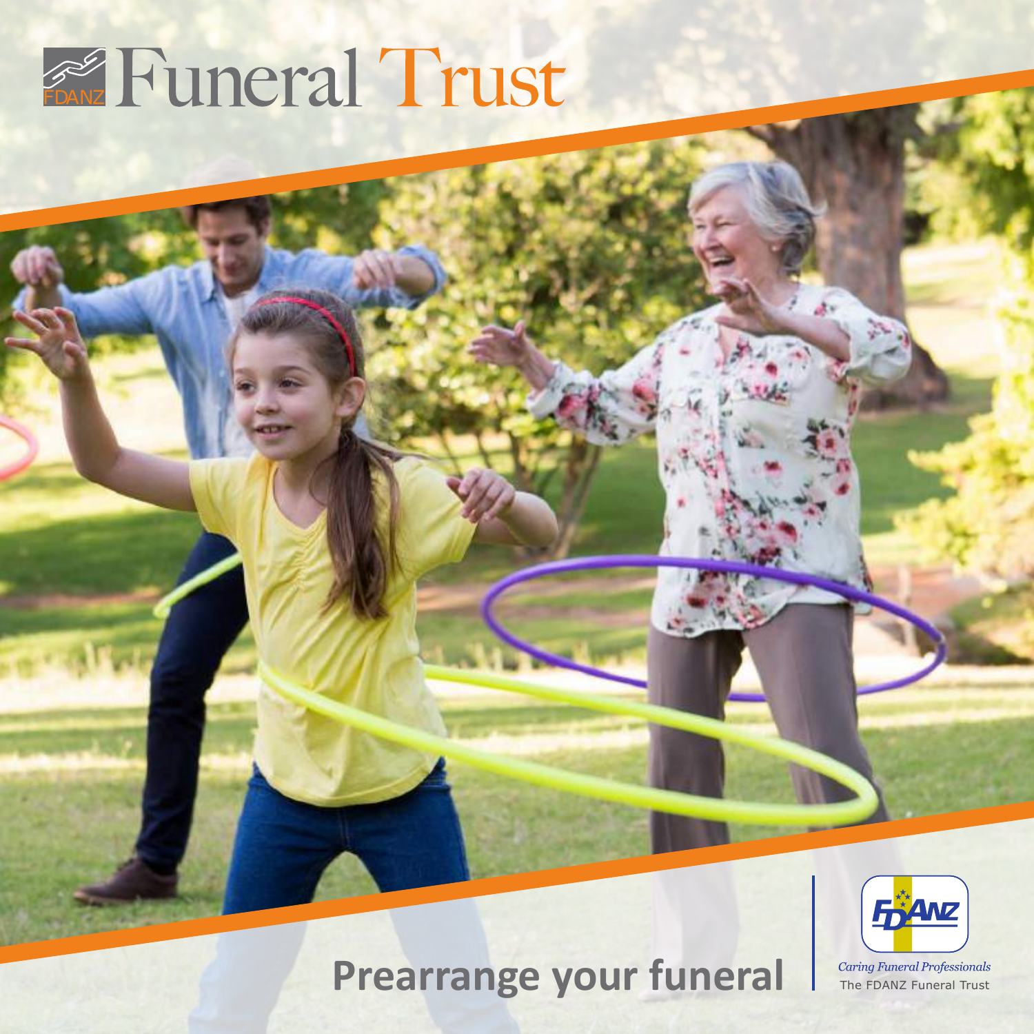# Funeral Trust

## Prearrange your funeral

*Caring Funeral Professionals*

The FDANZ Funeral Trust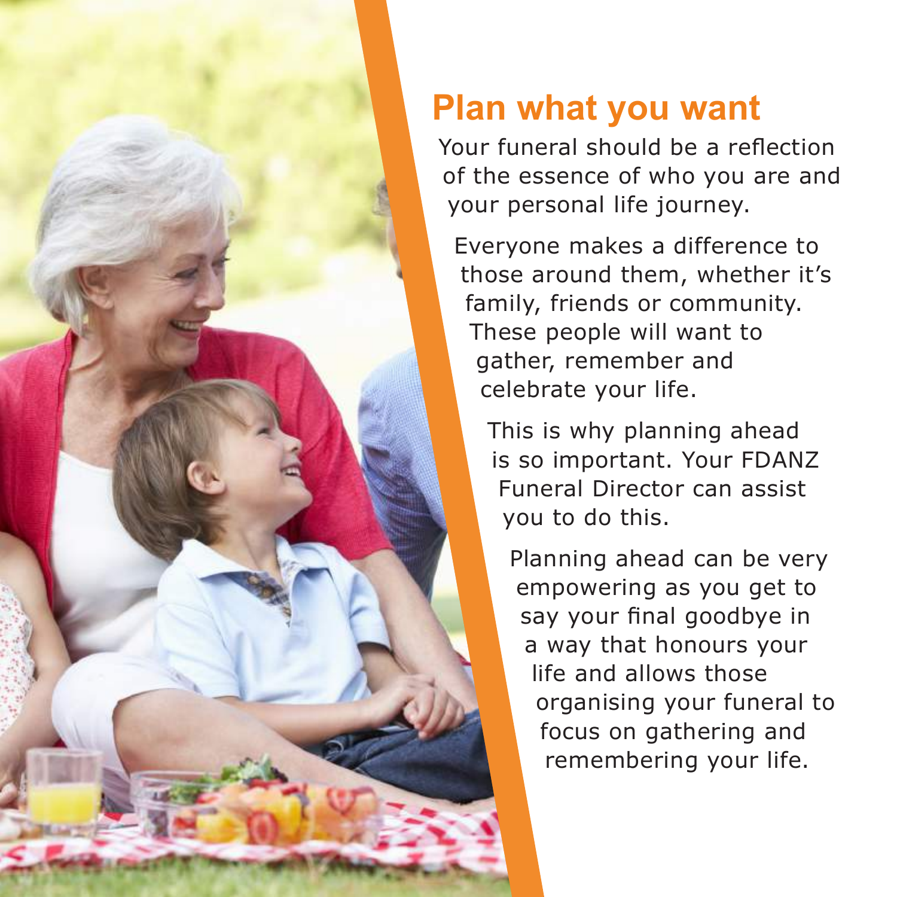## Plan what you want

Your funeral should be a reflection of the essence of who you are and your personal life journey.

Everyone makes a difference to those around them, whether it's family, friends or community. These people will want to gather, remember and celebrate your life.

This is why planning ahead is so important. Your FDANZ Funeral Director can assist you to do this.

Planning ahead can be very empowering as you get to say your final goodbye in a way that honours your life and allows those organising your funeral to focus on gathering and remembering your life.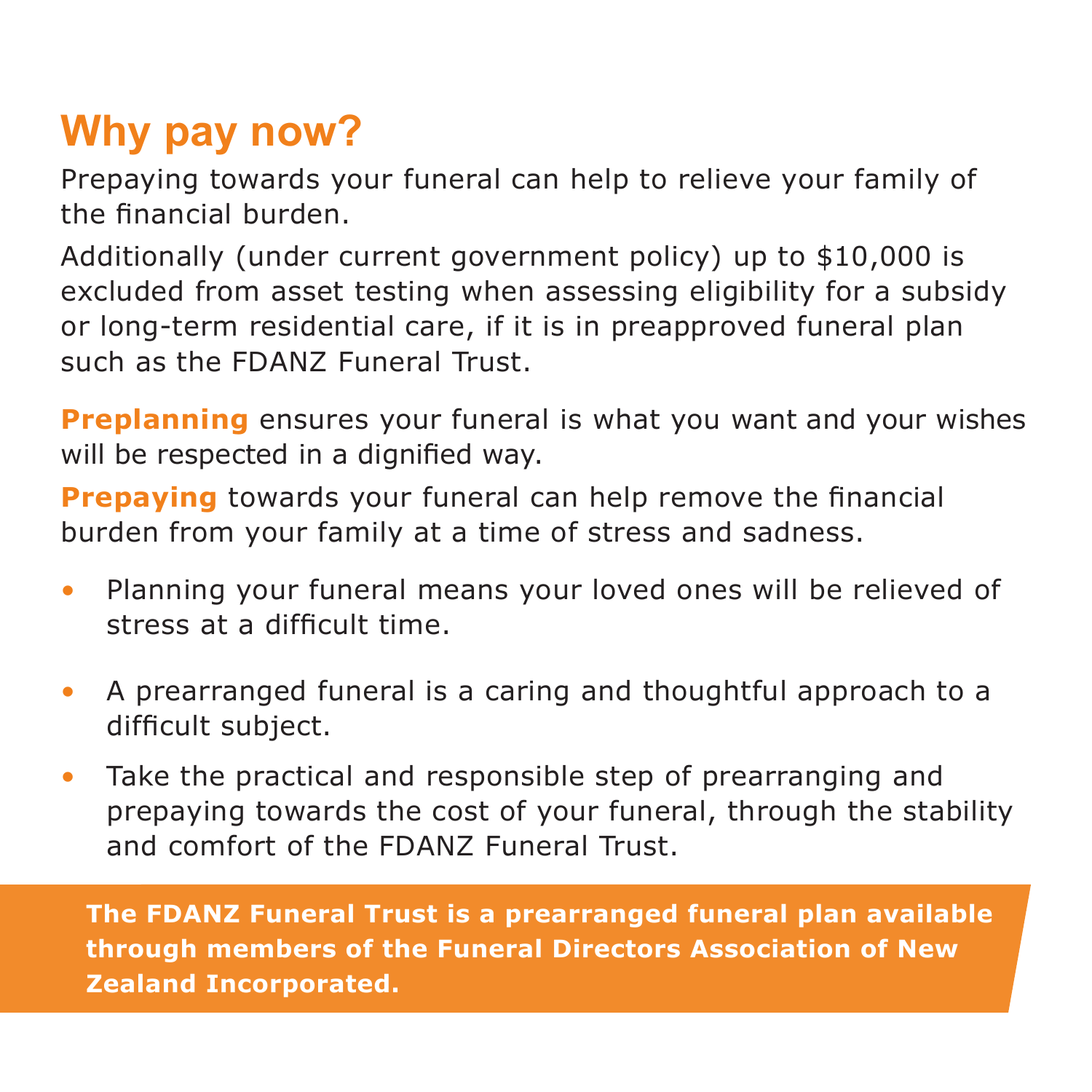# Why pay now?

Prepaying towards your funeral can help to relieve your family of the financial burden.

Additionally (under current government policy) up to $10,000 is excluded from asset testing when assessing eligibility for a subsidy or long-term residential care, if it is in preapproved funeral plan such as the FDANZ Funeral Trust.

**Preplanning** ensures your funeral is what you want and your wishes will be respected in a dignified way.

**Prepaying** towards your funeral can help remove the financial burden from your family at a time of stress and sadness.

- Planning your funeral means your loved ones will be relieved of stress at a difficult time.
- A prearranged funeral is a caring and thoughtful approach to a difficult subject.
- Take the practical and responsible step of prearranging and prepaying towards the cost of your funeral, through the stability and comfort of the FDANZ Funeral Trust.

**The FDANZ Funeral Trust is a prearranged funeral plan available through members of the Funeral Directors Association of New Zealand Incorporated.**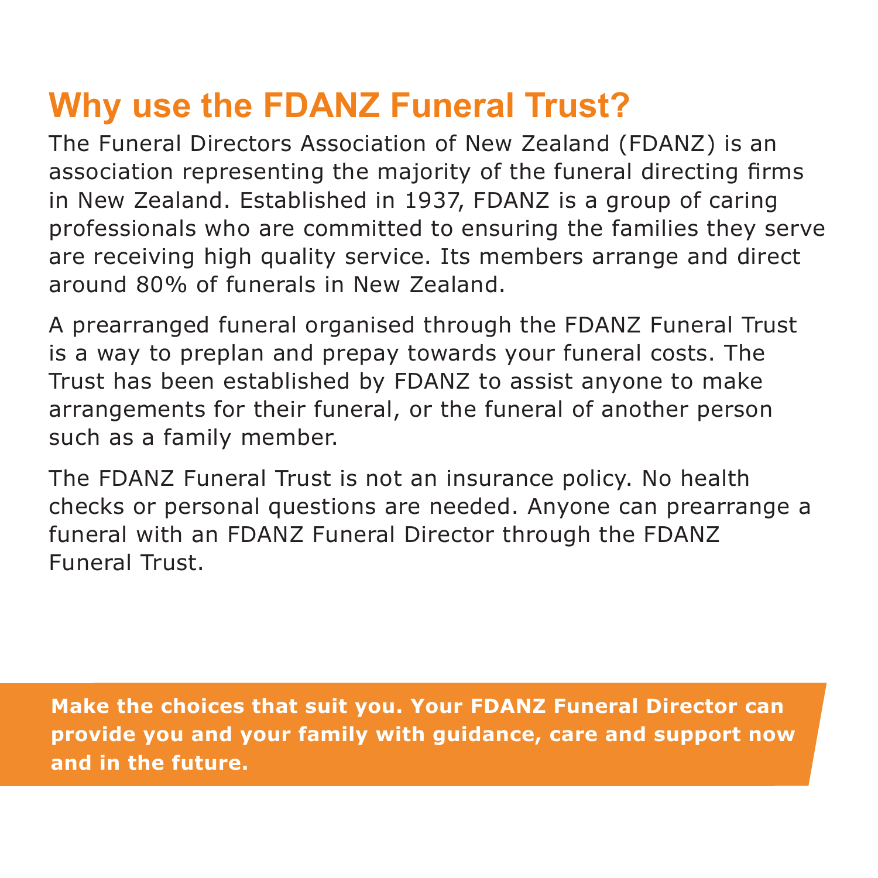# Why use the FDANZ Funeral Trust?

The Funeral Directors Association of New Zealand (FDANZ) is an association representing the majority of the funeral directing firms in New Zealand. Established in 1937, FDANZ is a group of caring professionals who are committed to ensuring the families they serve are receiving high quality service. Its members arrange and direct around 80% of funerals in New Zealand.

A prearranged funeral organised through the FDANZ Funeral Trust is a way to preplan and prepay towards your funeral costs. The Trust has been established by FDANZ to assist anyone to make arrangements for their funeral, or the funeral of another person such as a family member.

The FDANZ Funeral Trust is not an insurance policy. No health checks or personal questions are needed. Anyone can prearrange a funeral with an FDANZ Funeral Director through the FDANZ Funeral Trust.

**Make the choices that suit you. Your FDANZ Funeral Director can provide you and your family with guidance, care and support now and in the future.**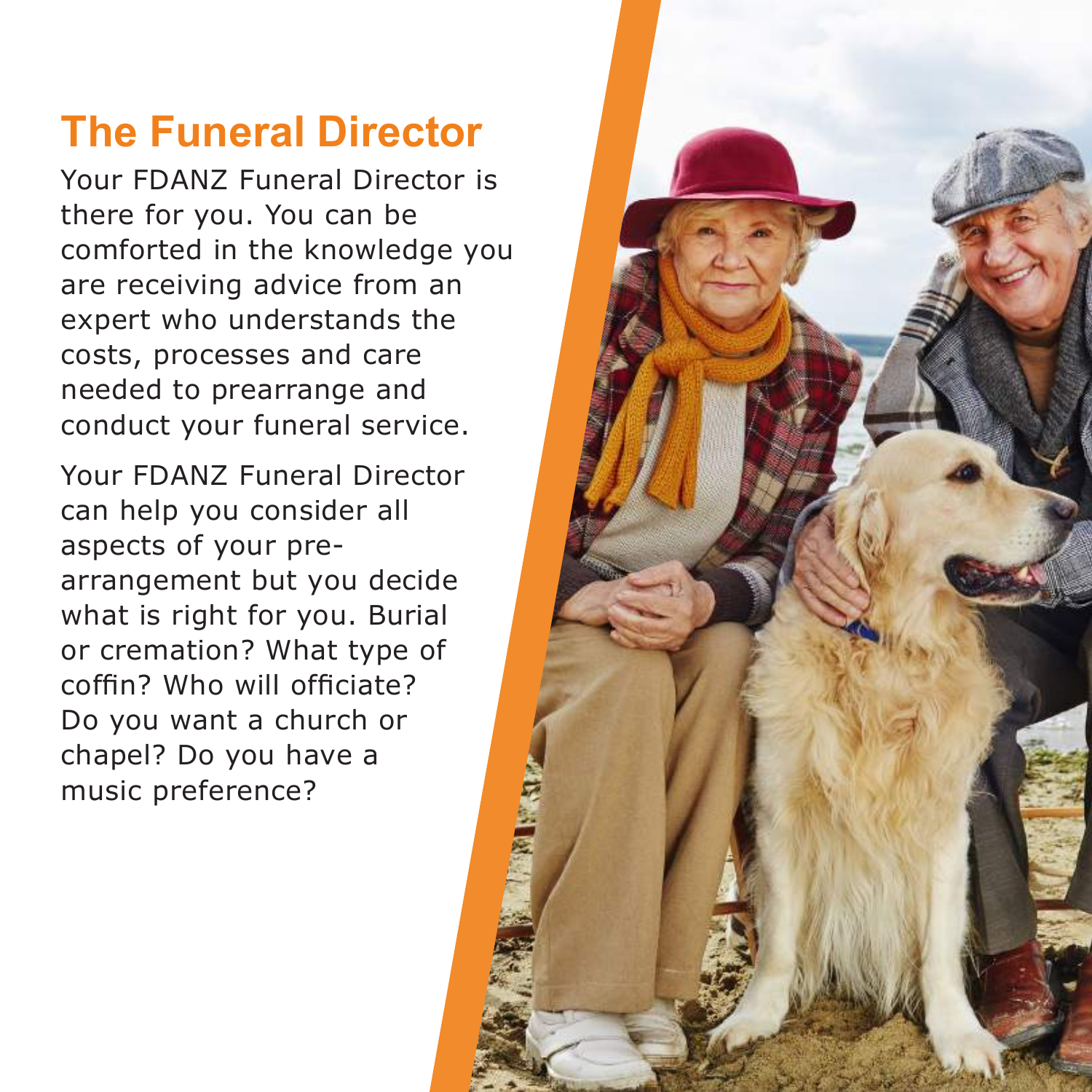## The Funeral Director

Your FDANZ Funeral Director is there for you. You can be comforted in the knowledge you are receiving advice from an expert who understands the costs, processes and care needed to prearrange and conduct your funeral service.

Your FDANZ Funeral Director can help you consider all aspects of your pre-arrangement but you decide what is right for you. Burial or cremation? What type of coffin? Who will officiate? Do you want a church or chapel? Do you have a music preference?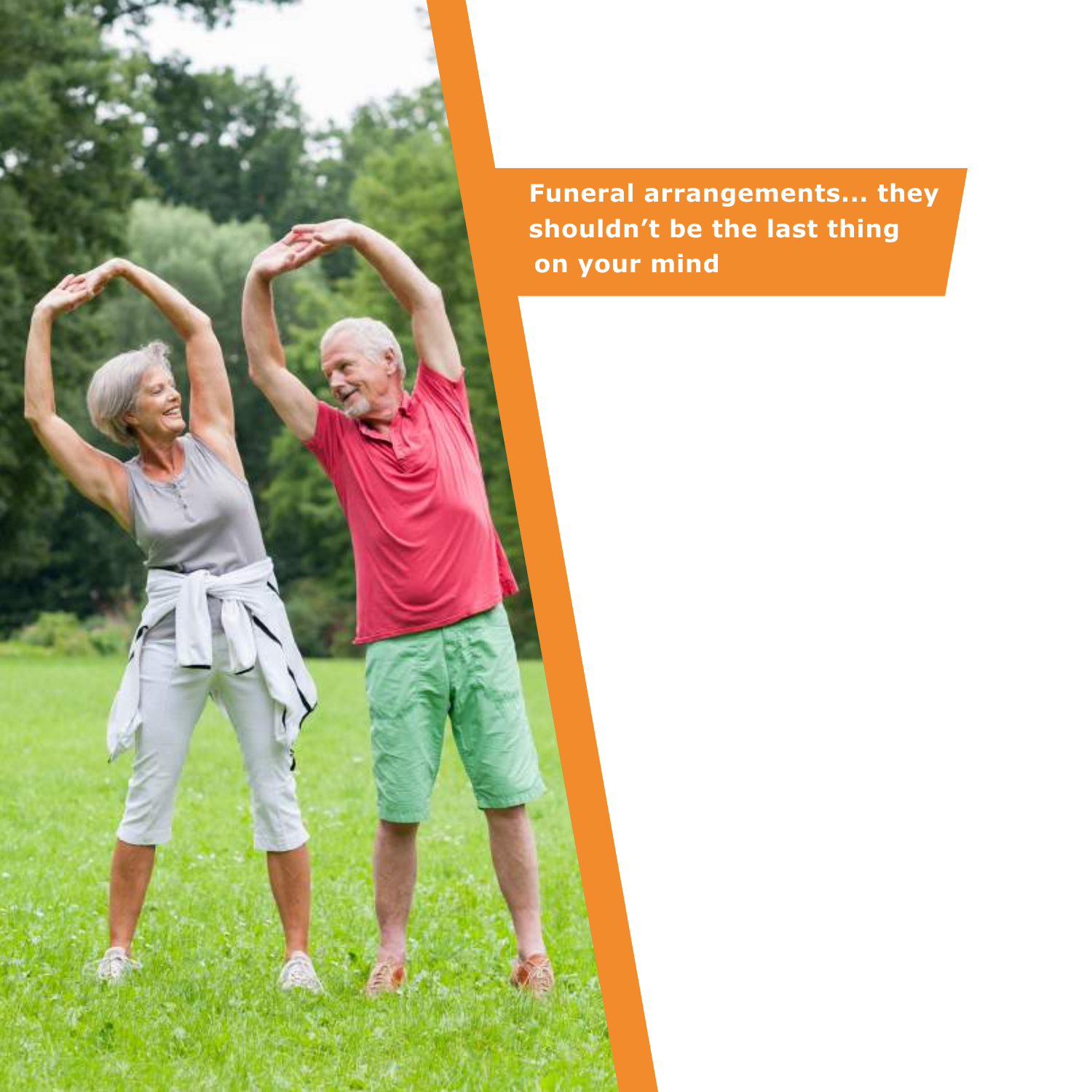**Funeral arrangements... they shouldn't be the last thing on your mind**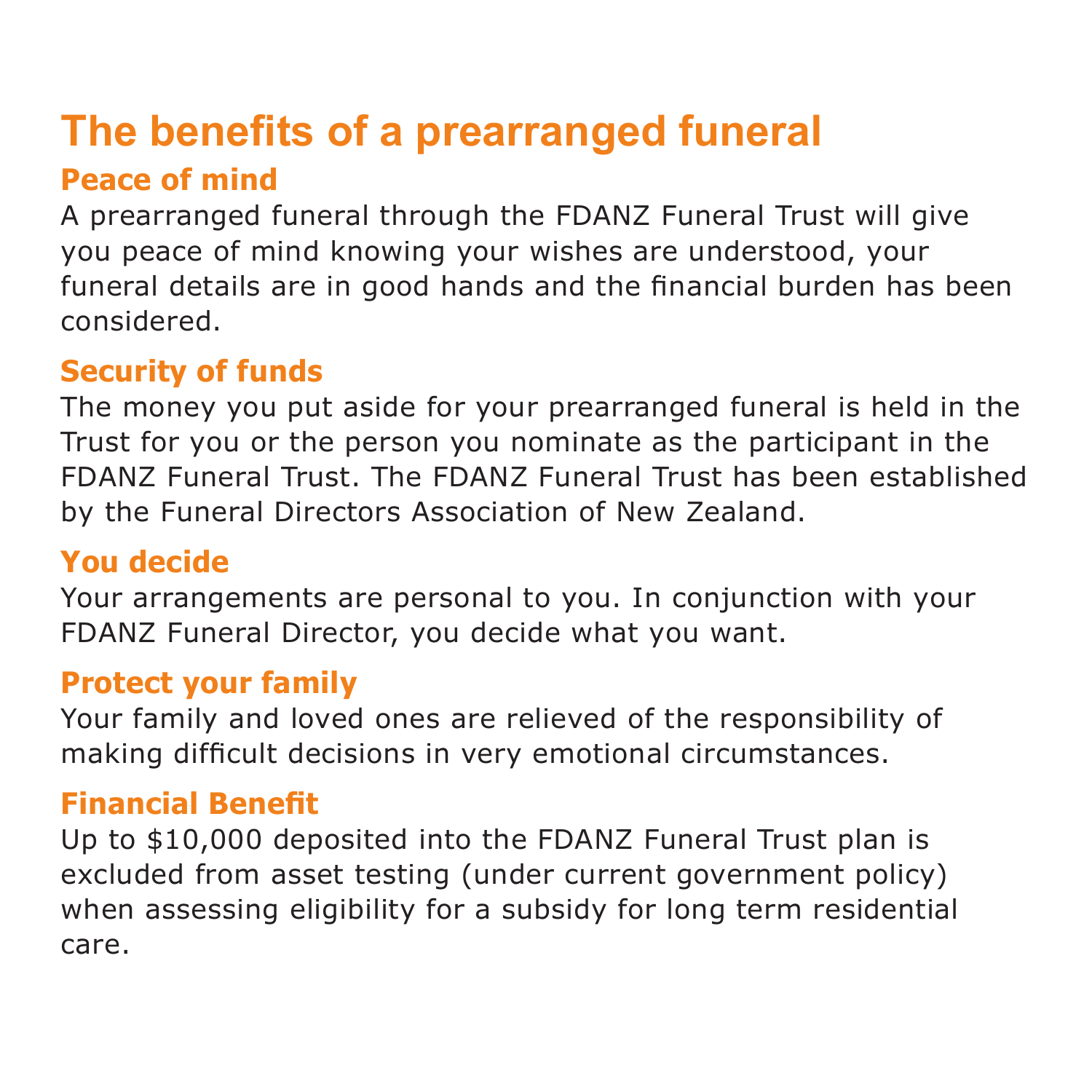# The benefits of a prearranged funeral

## Peace of mind

A prearranged funeral through the FDANZ Funeral Trust will give you peace of mind knowing your wishes are understood, your funeral details are in good hands and the financial burden has been considered.

## Security of funds

The money you put aside for your prearranged funeral is held in the Trust for you or the person you nominate as the participant in the FDANZ Funeral Trust. The FDANZ Funeral Trust has been established by the Funeral Directors Association of New Zealand.

## You decide

Your arrangements are personal to you. In conjunction with your FDANZ Funeral Director, you decide what you want.

## Protect your family

Your family and loved ones are relieved of the responsibility of making difficult decisions in very emotional circumstances.

## Financial Benefit

Up to $10,000 deposited into the FDANZ Funeral Trust plan is excluded from asset testing (under current government policy) when assessing eligibility for a subsidy for long term residential care.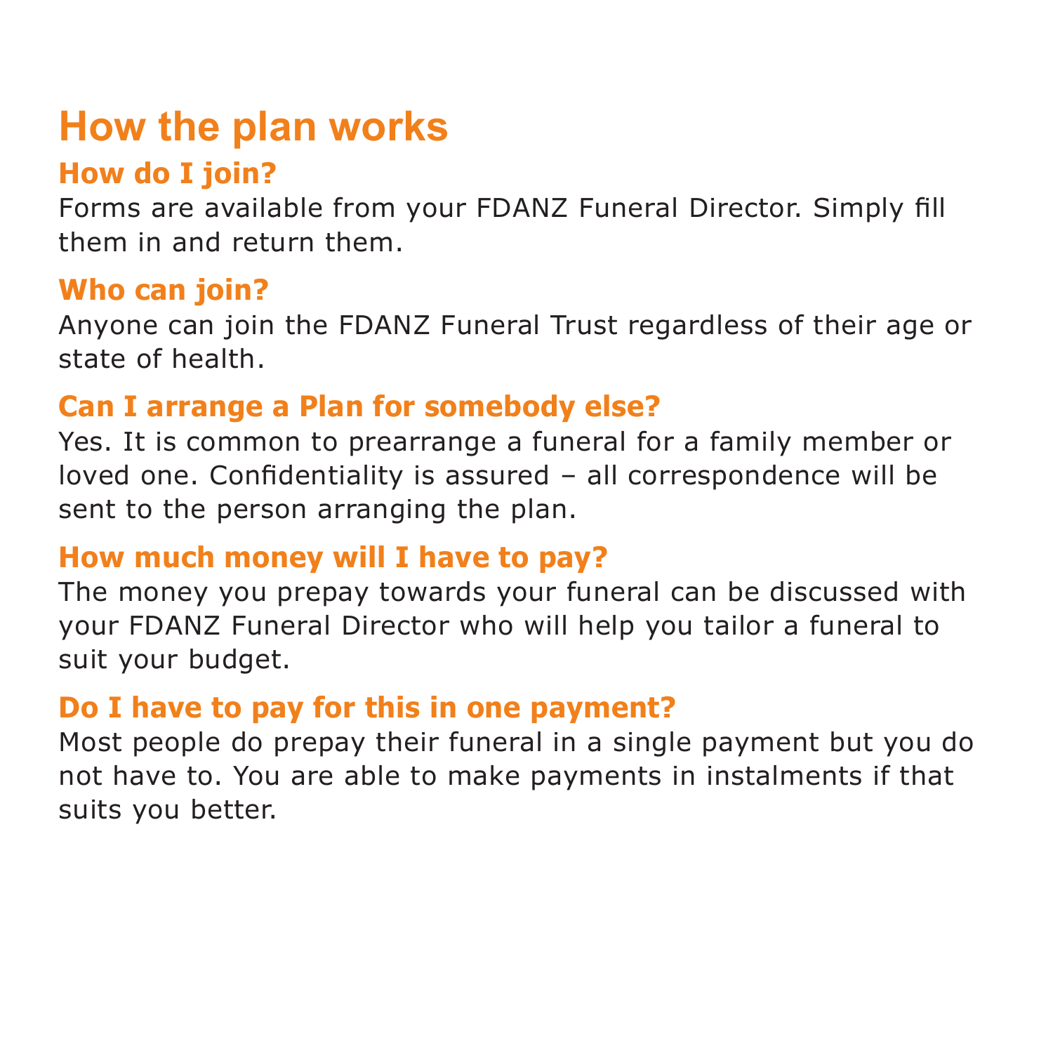# How the plan works

## How do I join?

Forms are available from your FDANZ Funeral Director. Simply fill them in and return them.

## Who can join?

Anyone can join the FDANZ Funeral Trust regardless of their age or state of health.

## Can I arrange a Plan for somebody else?

Yes. It is common to prearrange a funeral for a family member or loved one. Confidentiality is assured – all correspondence will be sent to the person arranging the plan.

## How much money will I have to pay?

The money you prepay towards your funeral can be discussed with your FDANZ Funeral Director who will help you tailor a funeral to suit your budget.

## Do I have to pay for this in one payment?

Most people do prepay their funeral in a single payment but you do not have to. You are able to make payments in instalments if that suits you better.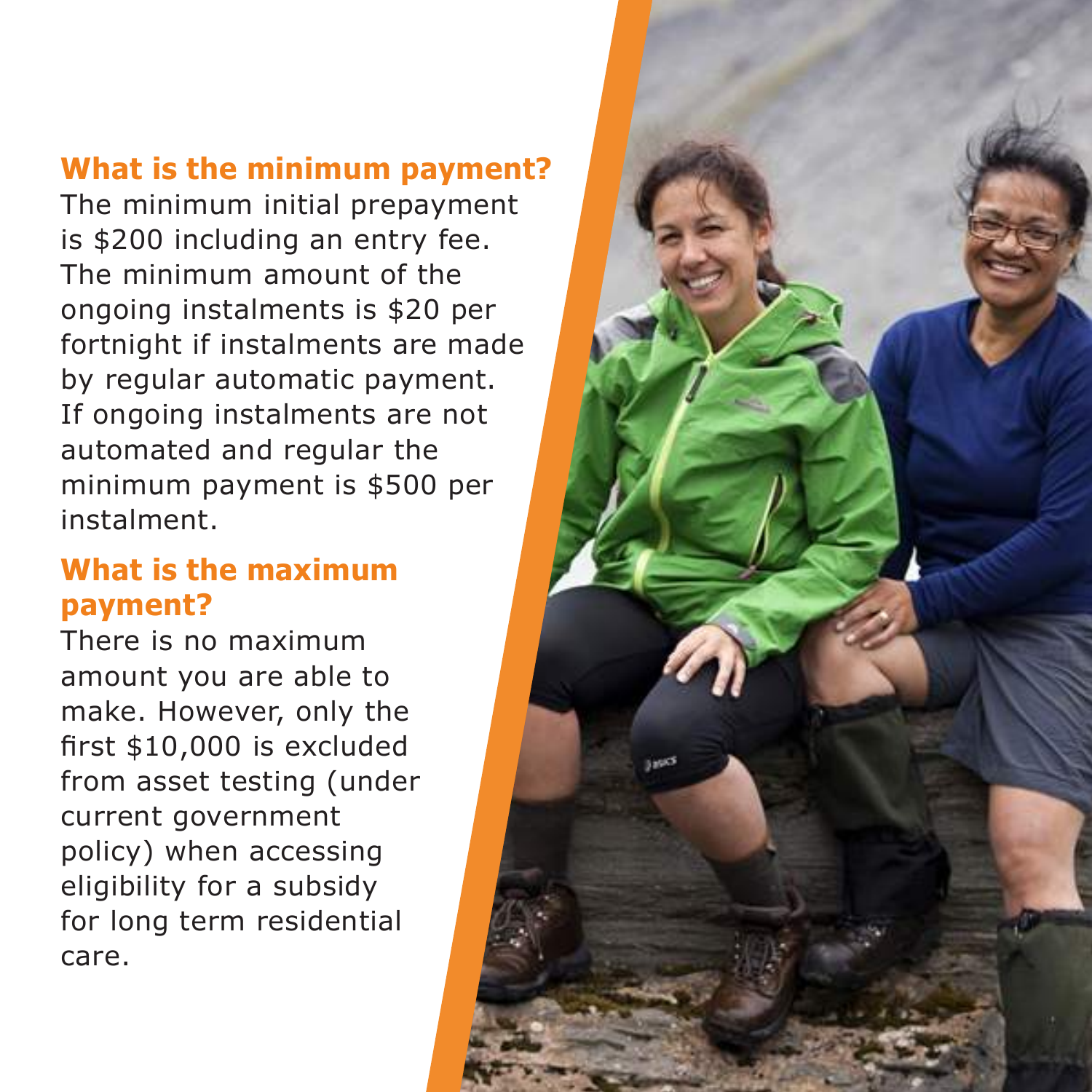## What is the minimum payment?

The minimum initial prepayment is $200 including an entry fee. The minimum amount of the ongoing instalments is $20 per fortnight if instalments are made by regular automatic payment. If ongoing instalments are not automated and regular the minimum payment is $500 per instalment.

## What is the maximum payment?

There is no maximum amount you are able to make. However, only the first $10,000 is excluded from asset testing (under current government policy) when accessing eligibility for a subsidy for long term residential care.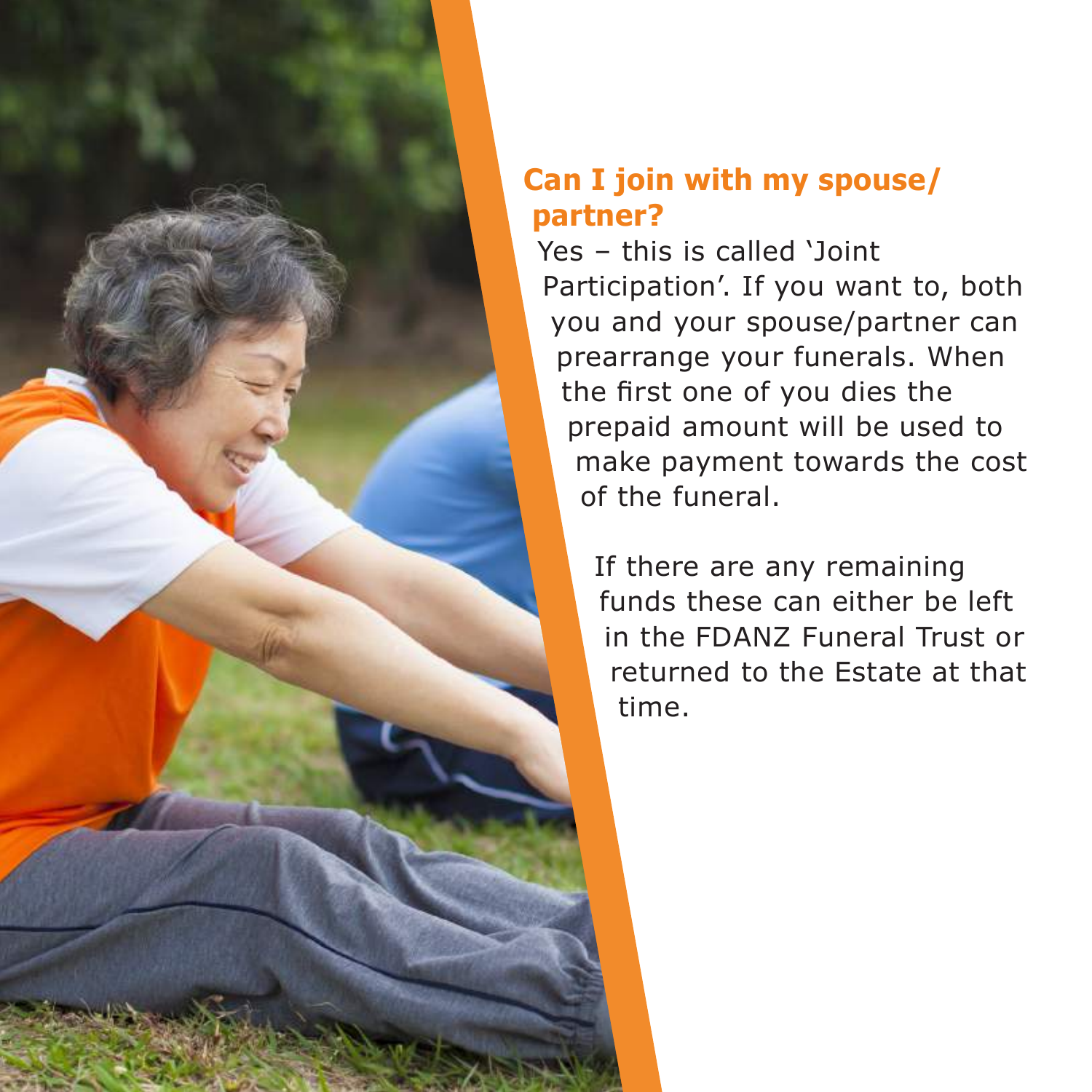## Can I join with my spouse/ partner?

Yes – this is called 'Joint Participation'. If you want to, both you and your spouse/partner can prearrange your funerals. When the first one of you dies the prepaid amount will be used to make payment towards the cost of the funeral.

If there are any remaining funds these can either be left in the FDANZ Funeral Trust or returned to the Estate at that time.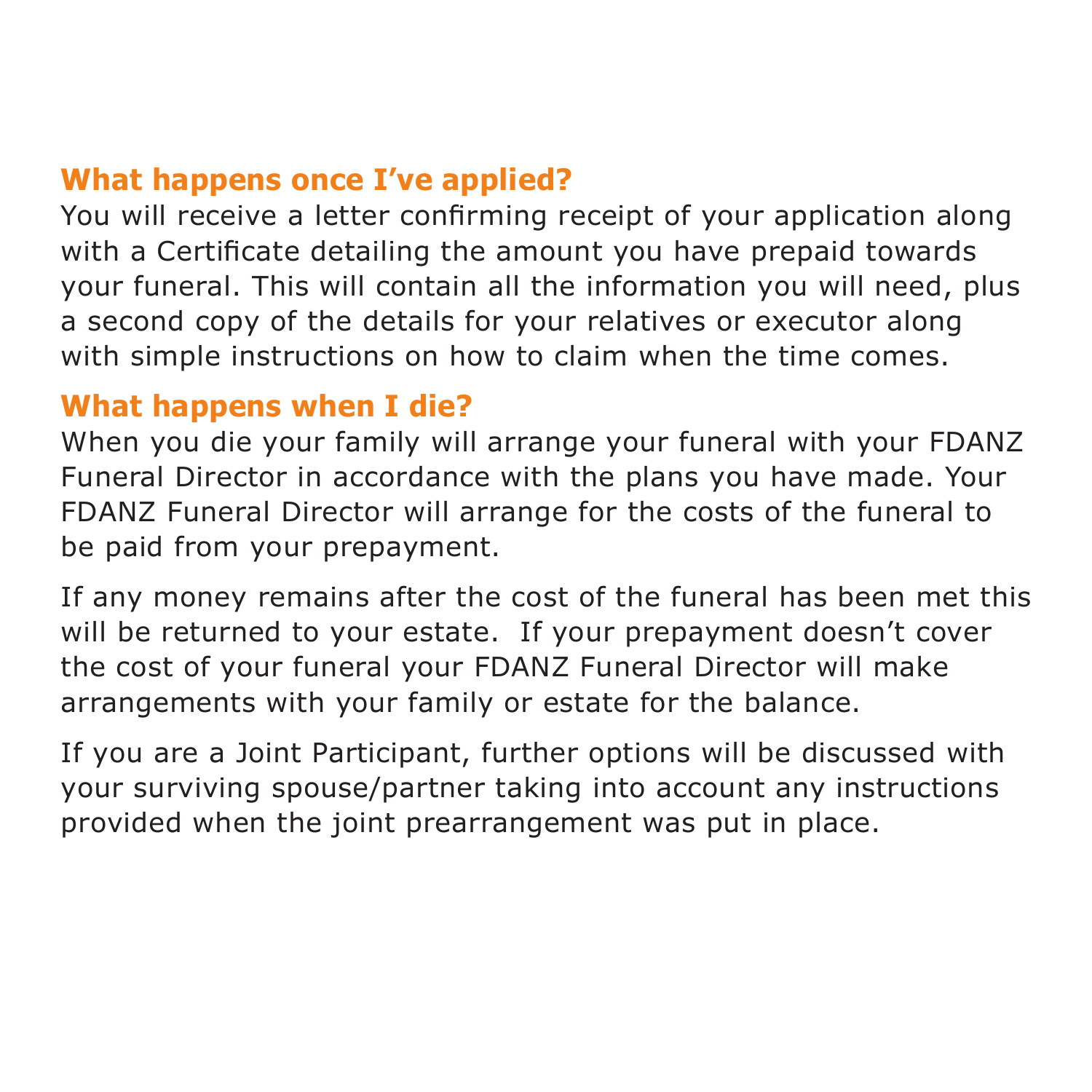## What happens once I've applied?

You will receive a letter confirming receipt of your application along with a Certificate detailing the amount you have prepaid towards your funeral. This will contain all the information you will need, plus a second copy of the details for your relatives or executor along with simple instructions on how to claim when the time comes.

## What happens when I die?

When you die your family will arrange your funeral with your FDANZ Funeral Director in accordance with the plans you have made. Your FDANZ Funeral Director will arrange for the costs of the funeral to be paid from your prepayment.

If any money remains after the cost of the funeral has been met this will be returned to your estate. If your prepayment doesn't cover the cost of your funeral your FDANZ Funeral Director will make arrangements with your family or estate for the balance.

If you are a Joint Participant, further options will be discussed with your surviving spouse/partner taking into account any instructions provided when the joint prearrangement was put in place.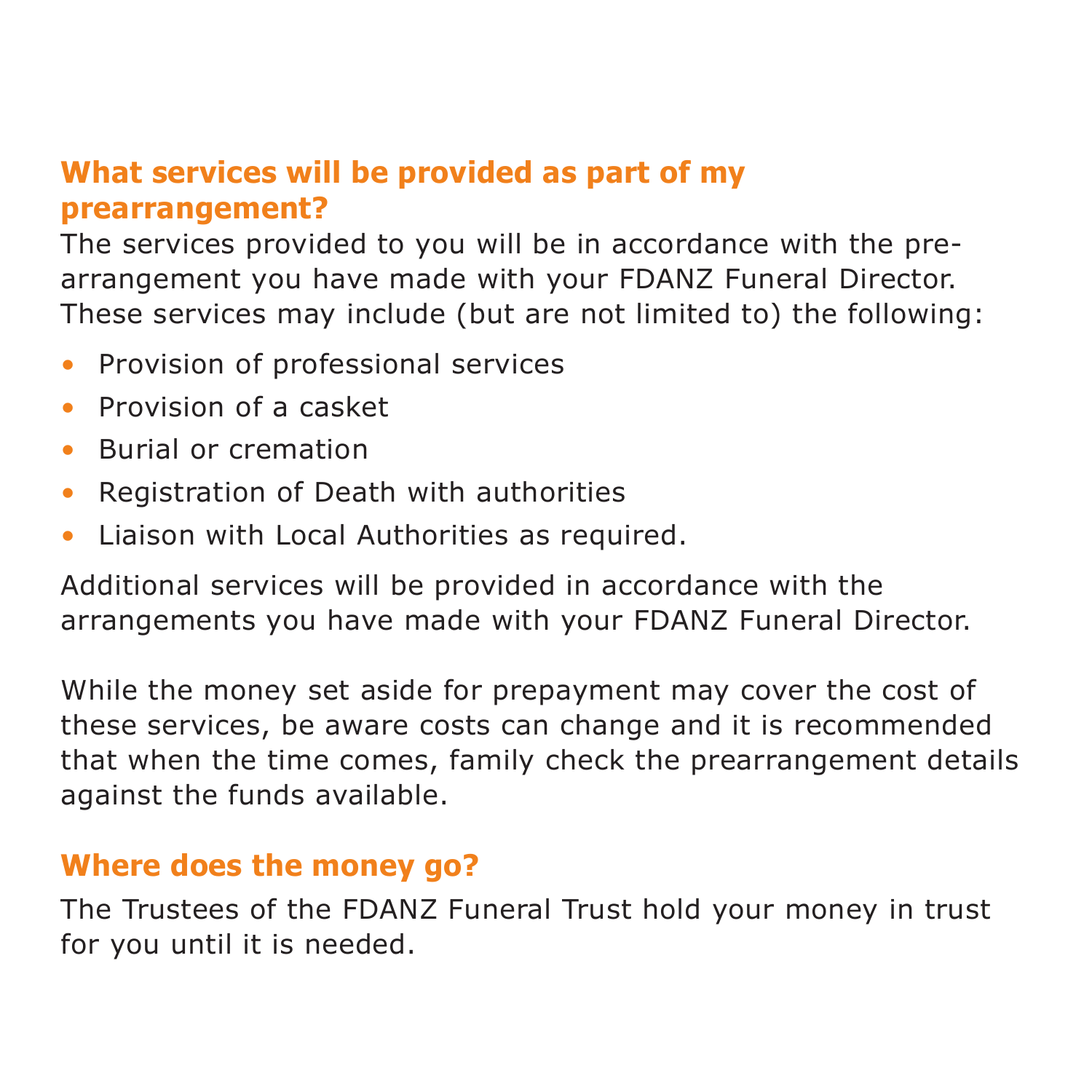## What services will be provided as part of my prearrangement?

The services provided to you will be in accordance with the pre-arrangement you have made with your FDANZ Funeral Director. These services may include (but are not limited to) the following:

- Provision of professional services
- Provision of a casket
- Burial or cremation
- Registration of Death with authorities
- Liaison with Local Authorities as required.

Additional services will be provided in accordance with the arrangements you have made with your FDANZ Funeral Director.

While the money set aside for prepayment may cover the cost of these services, be aware costs can change and it is recommended that when the time comes, family check the prearrangement details against the funds available.

## Where does the money go?

The Trustees of the FDANZ Funeral Trust hold your money in trust for you until it is needed.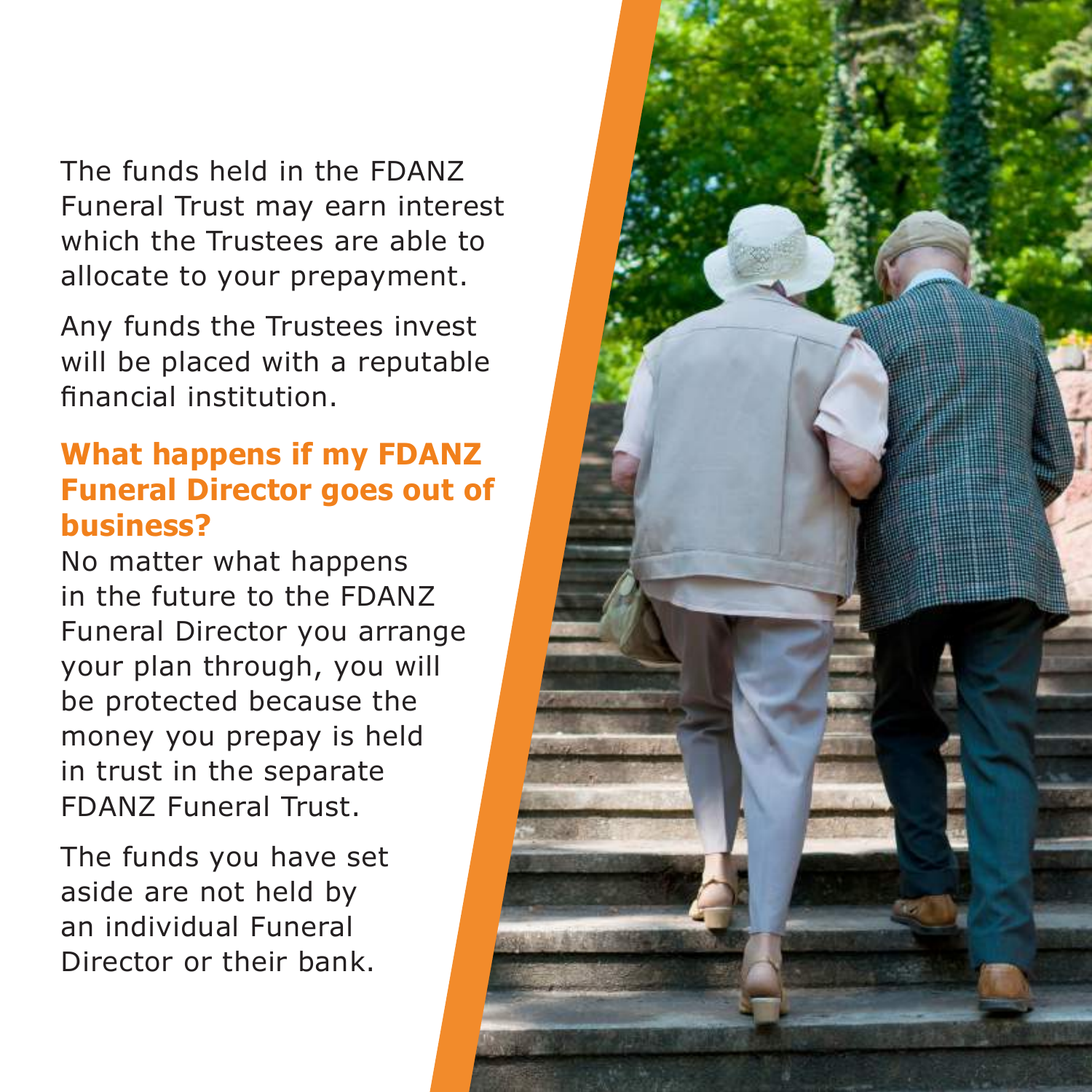The funds held in the FDANZ Funeral Trust may earn interest which the Trustees are able to allocate to your prepayment.

Any funds the Trustees invest will be placed with a reputable financial institution.

## What happens if my FDANZ Funeral Director goes out of business?

No matter what happens in the future to the FDANZ Funeral Director you arrange your plan through, you will be protected because the money you prepay is held in trust in the separate FDANZ Funeral Trust.

The funds you have set aside are not held by an individual Funeral Director or their bank.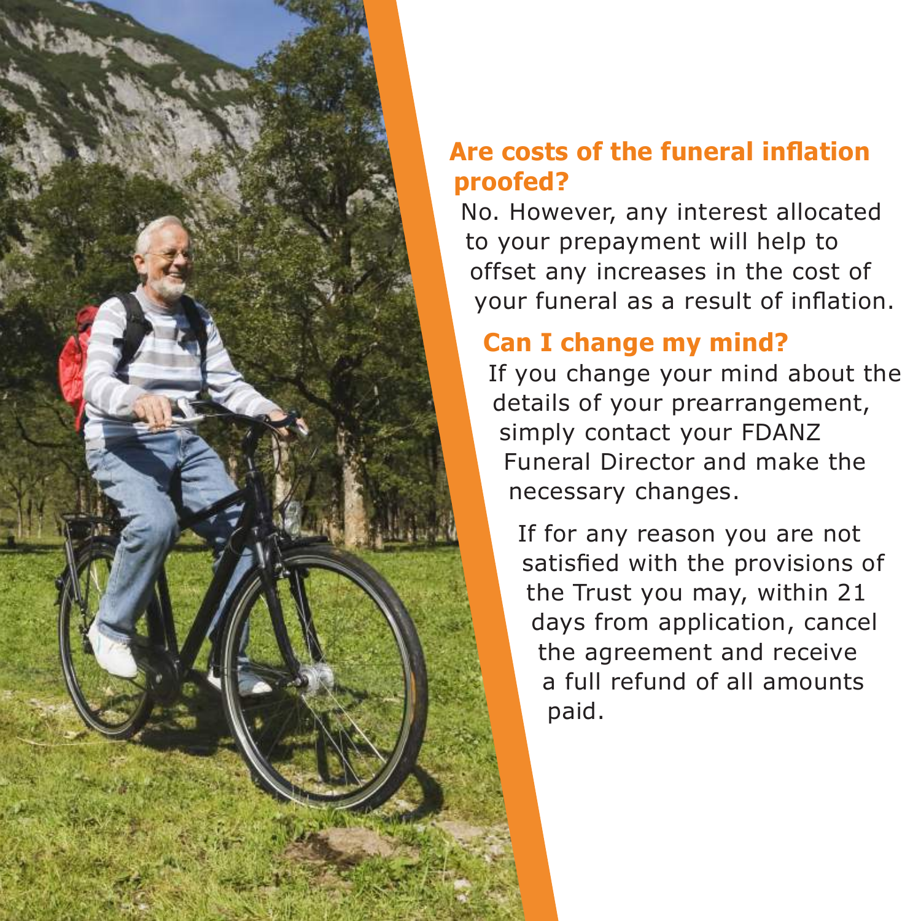## Are costs of the funeral inflation proofed?

No. However, any interest allocated to your prepayment will help to offset any increases in the cost of your funeral as a result of inflation.

## Can I change my mind?

If you change your mind about the details of your prearrangement, simply contact your FDANZ Funeral Director and make the necessary changes.

If for any reason you are not satisfied with the provisions of the Trust you may, within 21 days from application, cancel the agreement and receive a full refund of all amounts paid.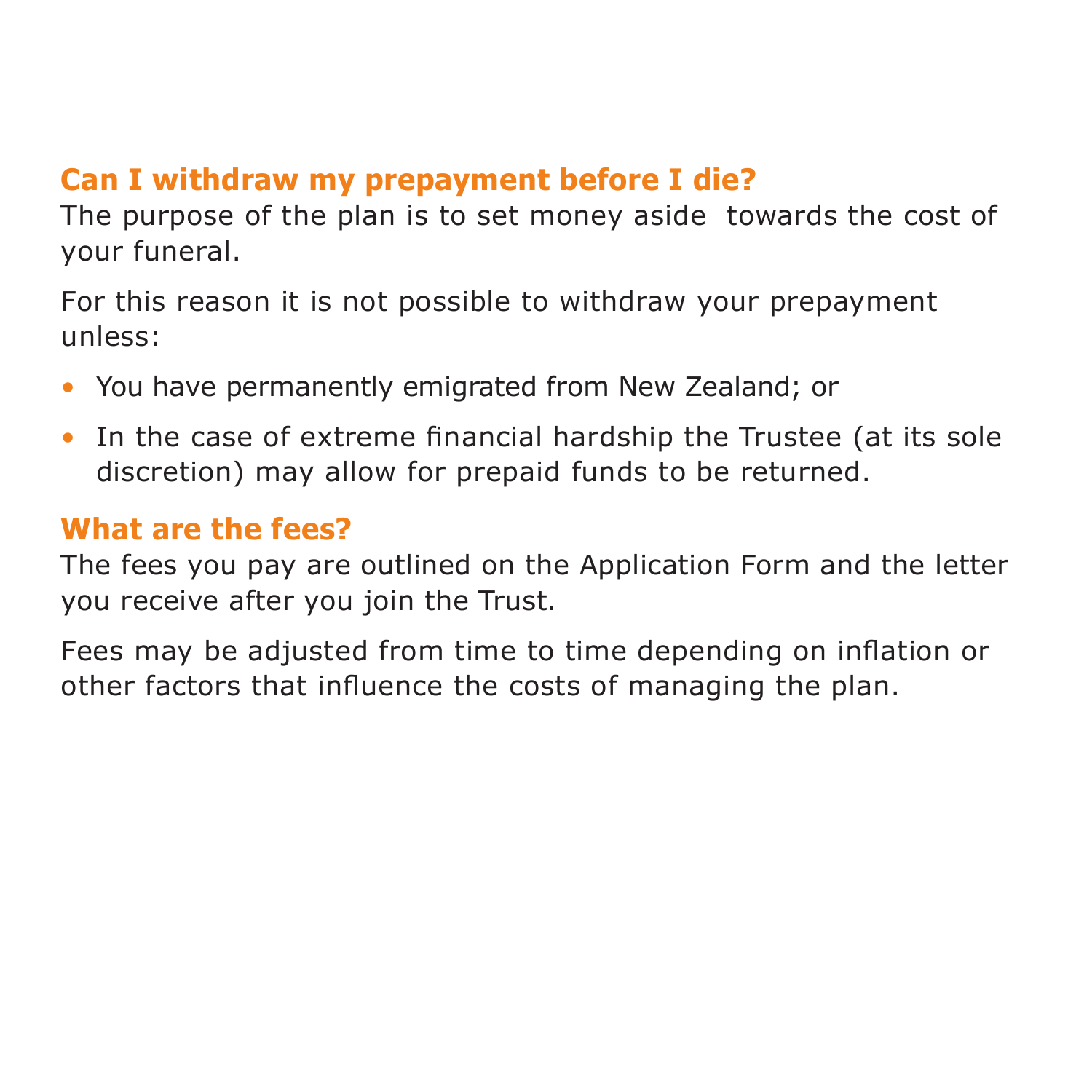## Can I withdraw my prepayment before I die?

The purpose of the plan is to set money aside towards the cost of your funeral.

For this reason it is not possible to withdraw your prepayment unless:

- You have permanently emigrated from New Zealand; or
- In the case of extreme financial hardship the Trustee (at its sole discretion) may allow for prepaid funds to be returned.

## What are the fees?

The fees you pay are outlined on the Application Form and the letter you receive after you join the Trust.

Fees may be adjusted from time to time depending on inflation or other factors that influence the costs of managing the plan.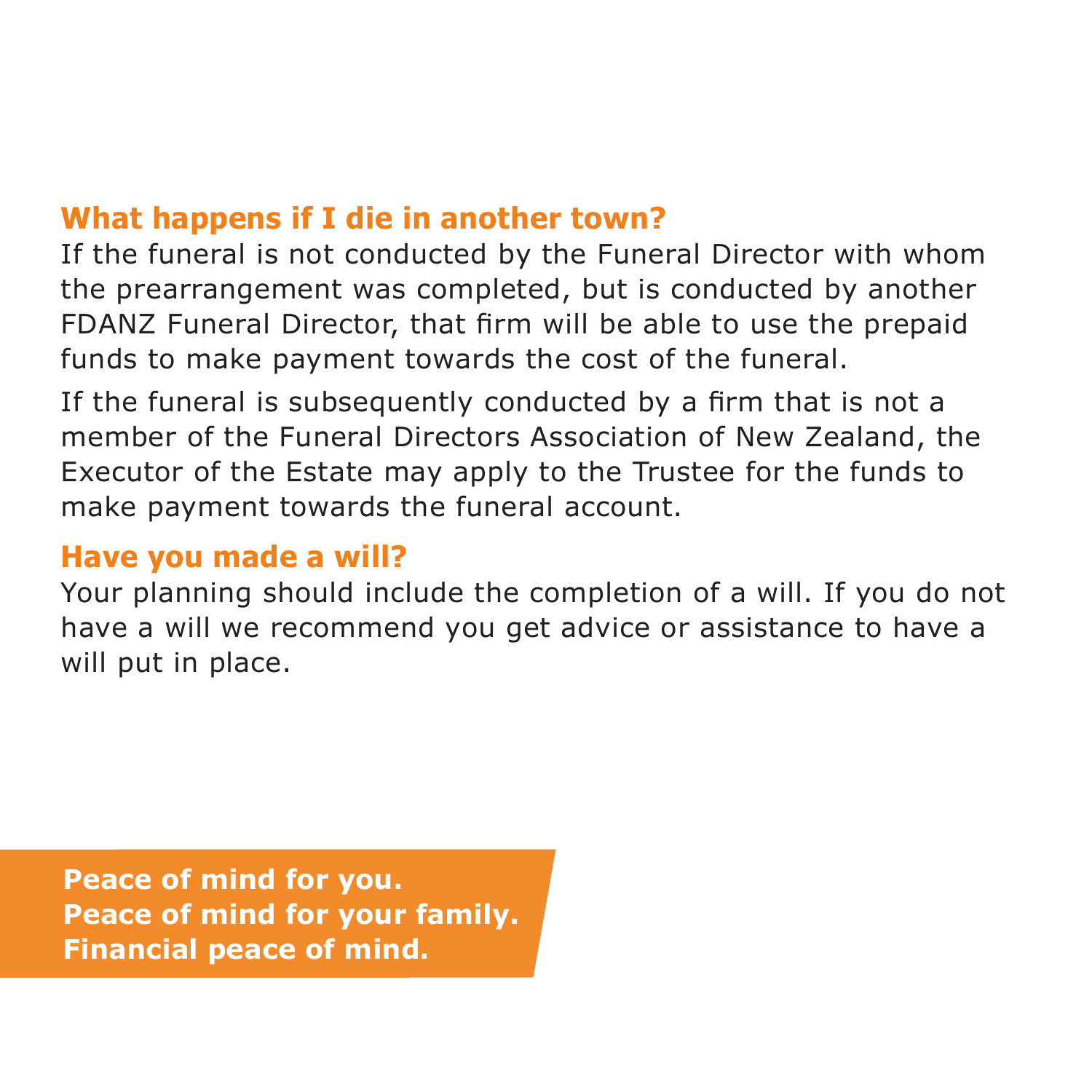## What happens if I die in another town?

If the funeral is not conducted by the Funeral Director with whom the prearrangement was completed, but is conducted by another FDANZ Funeral Director, that firm will be able to use the prepaid funds to make payment towards the cost of the funeral.

If the funeral is subsequently conducted by a firm that is not a member of the Funeral Directors Association of New Zealand, the Executor of the Estate may apply to the Trustee for the funds to make payment towards the funeral account.

## Have you made a will?

Your planning should include the completion of a will. If you do not have a will we recommend you get advice or assistance to have a will put in place.

**Peace of mind for you.**
**Peace of mind for your family.**
**Financial peace of mind.**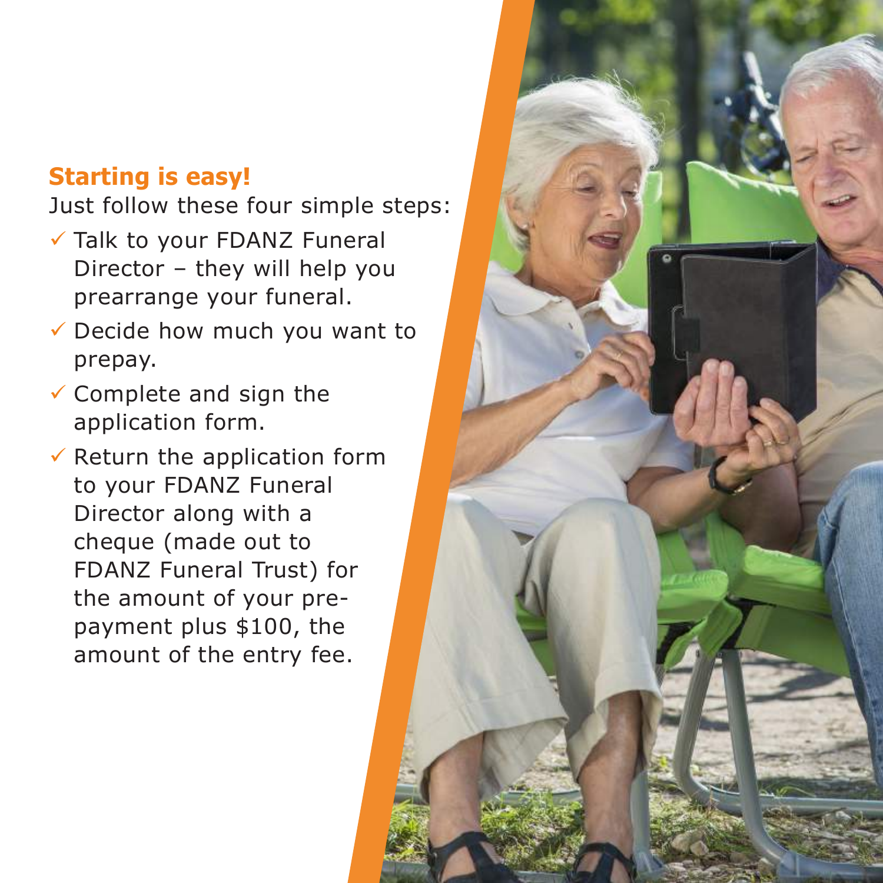## Starting is easy!

Just follow these four simple steps:

- ✓ Talk to your FDANZ Funeral Director – they will help you prearrange your funeral.
- ✓ Decide how much you want to prepay.
- ✓ Complete and sign the application form.
- ✓ Return the application form to your FDANZ Funeral Director along with a cheque (made out to FDANZ Funeral Trust) for the amount of your pre-payment plus $100, the amount of the entry fee.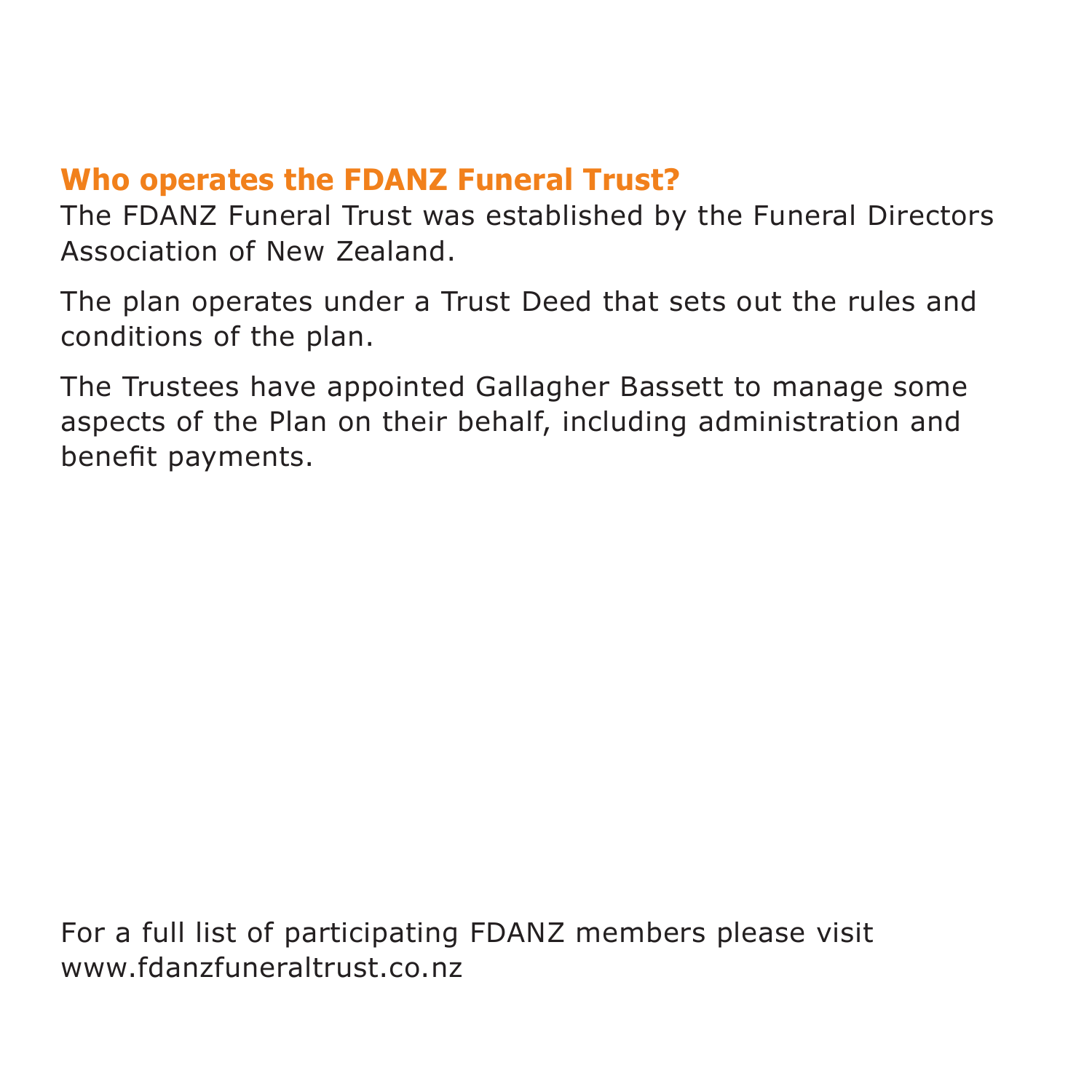## Who operates the FDANZ Funeral Trust?

The FDANZ Funeral Trust was established by the Funeral Directors Association of New Zealand.

The plan operates under a Trust Deed that sets out the rules and conditions of the plan.

The Trustees have appointed Gallagher Bassett to manage some aspects of the Plan on their behalf, including administration and benefit payments.

For a full list of participating FDANZ members please visit www.fdanzfuneraltrust.co.nz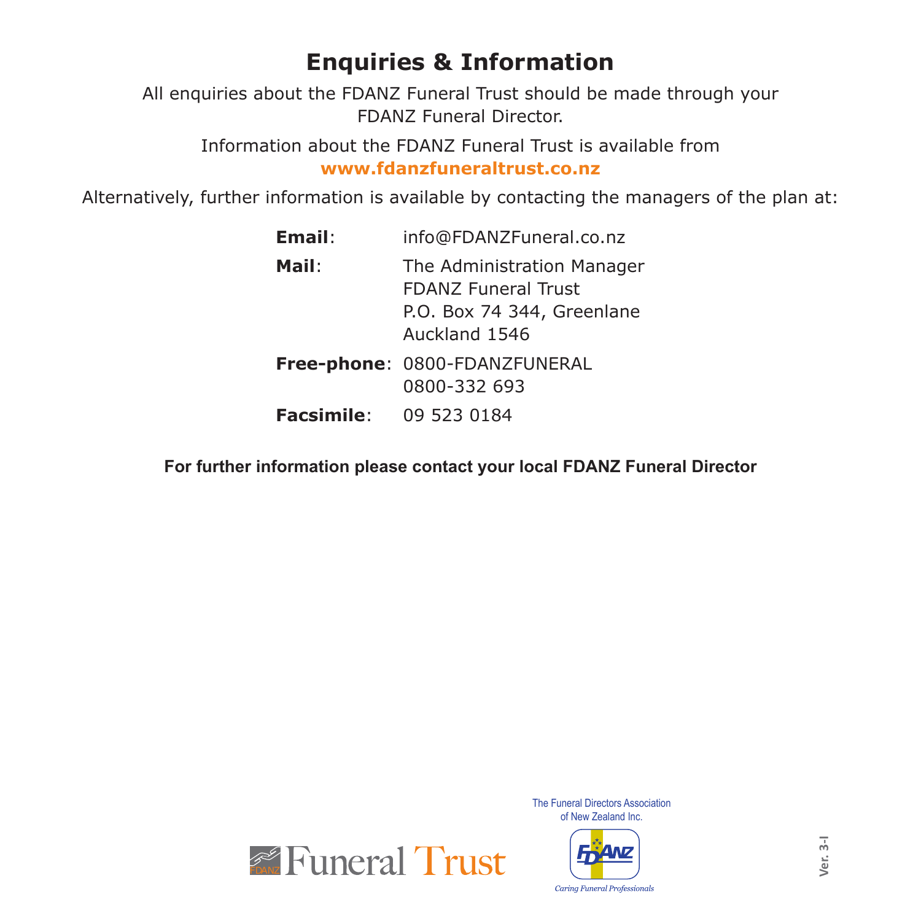# Enquiries & Information

All enquiries about the FDANZ Funeral Trust should be made through your FDANZ Funeral Director.

Information about the FDANZ Funeral Trust is available from **www.fdanzfuneraltrust.co.nz**

Alternatively, further information is available by contacting the managers of the plan at:

**Email**: info@FDANZFuneral.co.nz

**Mail**: The Administration Manager
FDANZ Funeral Trust
P.O. Box 74 344, Greenlane
Auckland 1546

**Free-phone**: 0800-FDANZFUNERAL
0800-332 693

**Facsimile**: 09 523 0184

**For further information please contact your local FDANZ Funeral Director**

FDANZ Funeral Trust

The Funeral Directors Association of New Zealand Inc.

FDANZ

*Caring Funeral Professionals*

Ver. 3-I